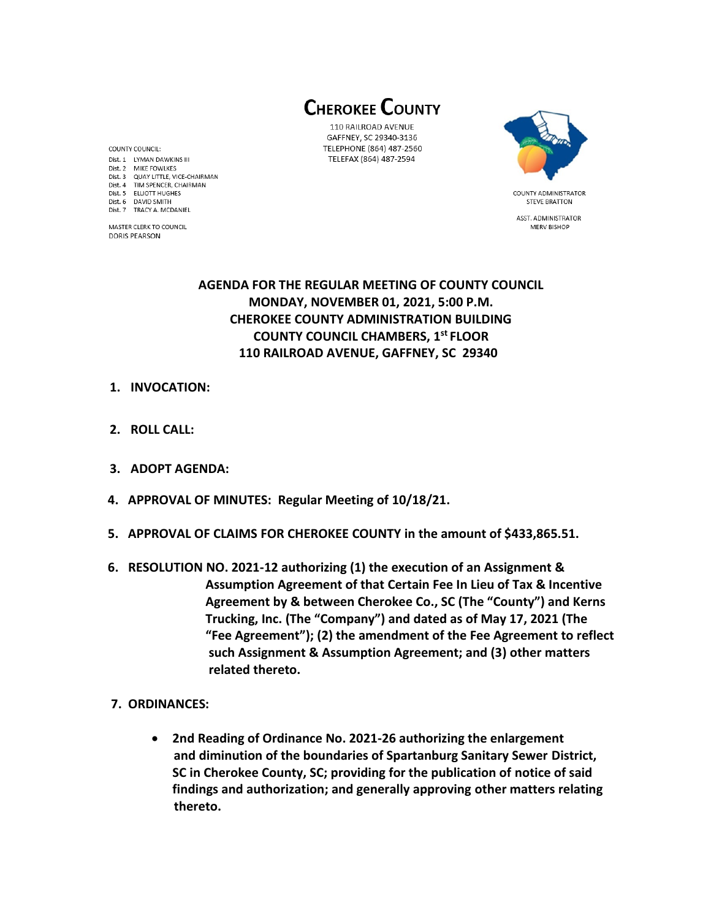# CHEROKEE COUNTY

110 RAILROAD AVENUE
GAFFNEY, SC 29340-3136
TELEPHONE (864) 487-2560
TELEFAX (864) 487-2594

COUNTY COUNCIL:
Dist. 1 LYMAN DAWKINS III
Dist. 2 MIKE FOWLKES
Dist. 3 QUAY LITTLE, VICE-CHAIRMAN
Dist. 4 TIM SPENCER, CHAIRMAN
Dist. 5 ELLIOTT HUGHES
Dist. 6 DAVID SMITH
Dist. 7 TRACY A. MCDANIEL

MASTER CLERK TO COUNCIL
DORIS PEARSON

COUNTY ADMINISTRATOR
STEVE BRATTON

ASST. ADMINISTRATOR
MERV BISHOP

## AGENDA FOR THE REGULAR MEETING OF COUNTY COUNCIL
## MONDAY, NOVEMBER 01, 2021, 5:00 P.M.
## CHEROKEE COUNTY ADMINISTRATION BUILDING
## COUNTY COUNCIL CHAMBERS, 1st FLOOR
## 110 RAILROAD AVENUE, GAFFNEY, SC 29340

1. **INVOCATION:**

2. **ROLL CALL:**

3. **ADOPT AGENDA:**

4. **APPROVAL OF MINUTES: Regular Meeting of 10/18/21.**

5. **APPROVAL OF CLAIMS FOR CHEROKEE COUNTY in the amount of $433,865.51.**

6. **RESOLUTION NO. 2021-12 authorizing (1) the execution of an Assignment & Assumption Agreement of that Certain Fee In Lieu of Tax & Incentive Agreement by & between Cherokee Co., SC (The "County") and Kerns Trucking, Inc. (The "Company") and dated as of May 17, 2021 (The "Fee Agreement"); (2) the amendment of the Fee Agreement to reflect such Assignment & Assumption Agreement; and (3) other matters related thereto.**

7. **ORDINANCES:**

   - **2nd Reading of Ordinance No. 2021-26 authorizing the enlargement and diminution of the boundaries of Spartanburg Sanitary Sewer District, SC in Cherokee County, SC; providing for the publication of notice of said findings and authorization; and generally approving other matters relating thereto.**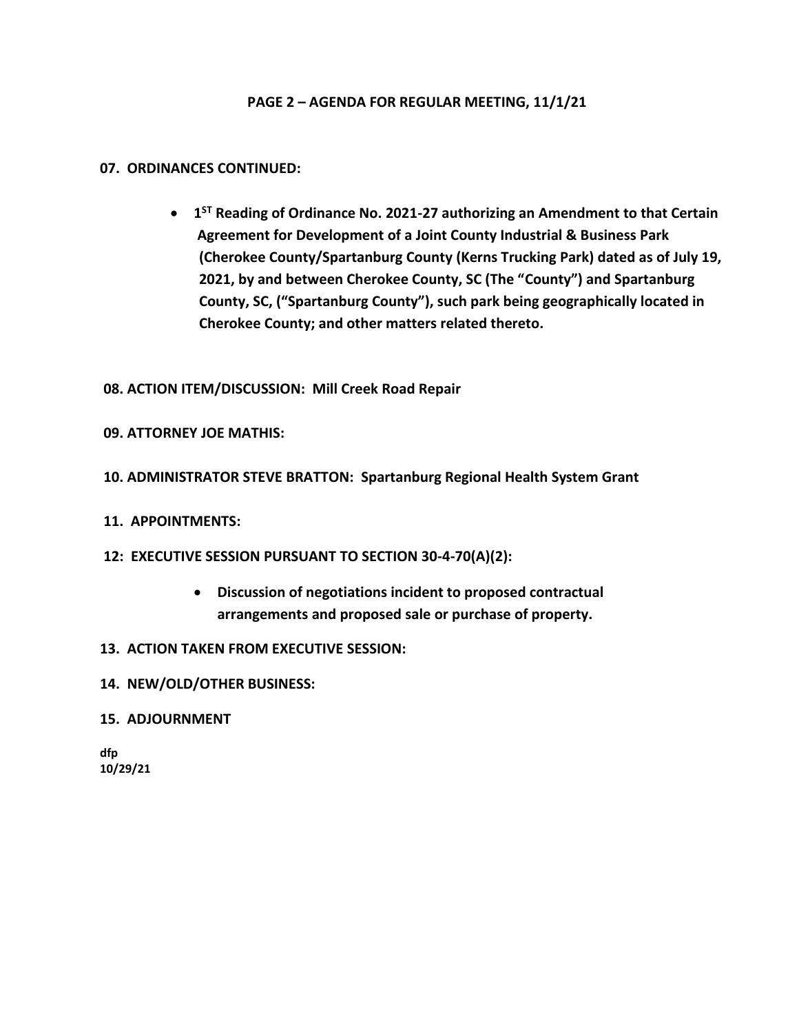**PAGE 2 – AGENDA FOR REGULAR MEETING, 11/1/21**

**07. ORDINANCES CONTINUED:**

- **1ST Reading of Ordinance No. 2021-27 authorizing an Amendment to that Certain Agreement for Development of a Joint County Industrial & Business Park (Cherokee County/Spartanburg County (Kerns Trucking Park) dated as of July 19, 2021, by and between Cherokee County, SC (The "County") and Spartanburg County, SC, ("Spartanburg County"), such park being geographically located in Cherokee County; and other matters related thereto.**

**08. ACTION ITEM/DISCUSSION: Mill Creek Road Repair**

**09. ATTORNEY JOE MATHIS:**

**10. ADMINISTRATOR STEVE BRATTON: Spartanburg Regional Health System Grant**

**11. APPOINTMENTS:**

**12: EXECUTIVE SESSION PURSUANT TO SECTION 30-4-70(A)(2):**

- **Discussion of negotiations incident to proposed contractual arrangements and proposed sale or purchase of property.**

**13. ACTION TAKEN FROM EXECUTIVE SESSION:**

**14. NEW/OLD/OTHER BUSINESS:**

**15. ADJOURNMENT**

**dfp**
**10/29/21**